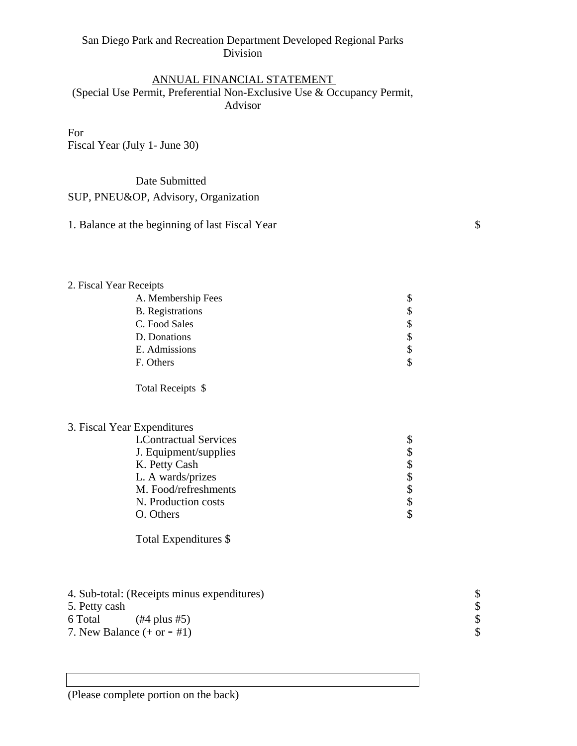San Diego Park and Recreation Department Developed Regional Parks Division

# ANNUAL FINANCIAL STATEMENT

(Special Use Permit, Preferential Non-Exclusive Use & Occupancy Permit, Advisor

For
Fiscal Year (July 1- June 30)

Date Submitted

SUP, PNEU&OP, Advisory, Organization

1. Balance at the beginning of last Fiscal Year $

2. Fiscal Year Receipts

| | |
|---|---|
| A. Membership Fees | $ |
| B. Registrations | $ |
| C. Food Sales | $ |
| D. Donations | $ |
| E. Admissions | $ |
| F. Others | $ |

Total Receipts $

3. Fiscal Year Expenditures

| | |
|---|---|
| LContractual Services | $ |
| J. Equipment/supplies | $ |
| K. Petty Cash | $ |
| L. A wards/prizes | $ |
| M. Food/refreshments | $ |
| N. Production costs | $ |
| O. Others | $ |

Total Expenditures $

| | |
|---|---|
| 4. Sub-total: (Receipts minus expenditures) | $ |
| 5. Petty cash | $ |
| 6 Total (#4 plus #5) | $ |
| 7. New Balance (+ or - #1) | $ |

(Please complete portion on the back)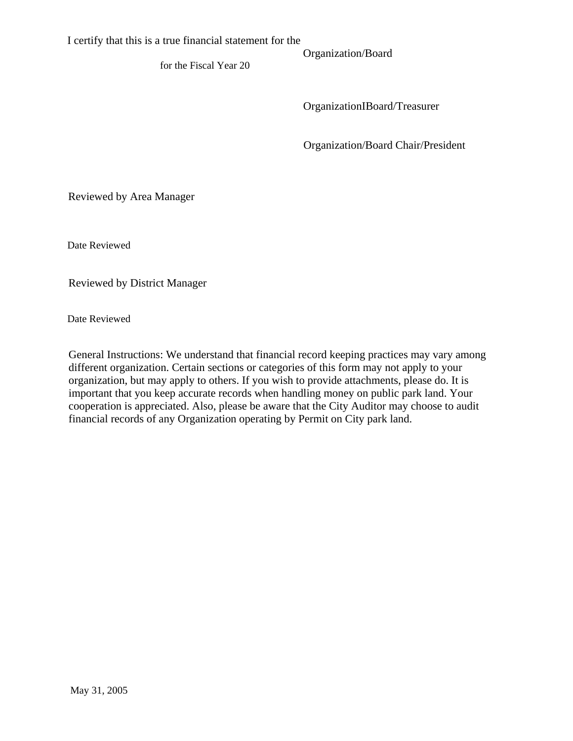I certify that this is a true financial statement for the

Organization/Board

for the Fiscal Year 20

OrganizationIBoard/Treasurer

Organization/Board Chair/President

Reviewed by Area Manager

Date Reviewed

Reviewed by District Manager

Date Reviewed

General Instructions: We understand that financial record keeping practices may vary among different organization. Certain sections or categories of this form may not apply to your organization, but may apply to others. If you wish to provide attachments, please do. It is important that you keep accurate records when handling money on public park land. Your cooperation is appreciated. Also, please be aware that the City Auditor may choose to audit financial records of any Organization operating by Permit on City park land.

May 31, 2005